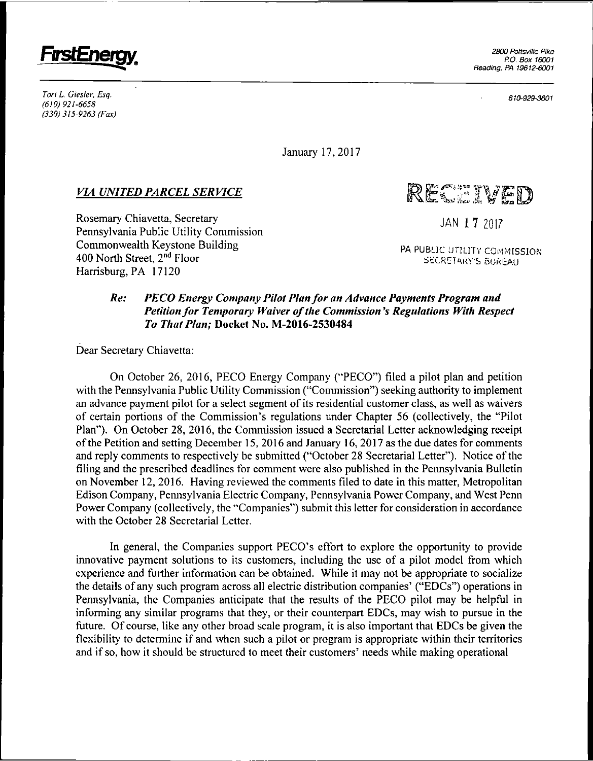**FirstEnergy.**

2800 Pottsville Pike
P.O. Box 16001
Reading, PA 19612-6001

*Tori L. Giesler, Esq.*
*(610) 921-6658*
*(330) 315-9263 (Fax)*

610-929-3601

January 17, 2017

***VIA UNITED PARCEL SERVICE***

RECEIVED

JAN 17 2017

PA PUBLIC UTILITY COMMISSION
SECRETARY'S BUREAU

Rosemary Chiavetta, Secretary
Pennsylvania Public Utility Commission
Commonwealth Keystone Building
400 North Street, 2nd Floor
Harrisburg, PA 17120

> ***Re: PECO Energy Company Pilot Plan for an Advance Payments Program and Petition for Temporary Waiver of the Commission's Regulations With Respect To That Plan;* Docket No. M-2016-2530484**

Dear Secretary Chiavetta:

On October 26, 2016, PECO Energy Company ("PECO") filed a pilot plan and petition with the Pennsylvania Public Utility Commission ("Commission") seeking authority to implement an advance payment pilot for a select segment of its residential customer class, as well as waivers of certain portions of the Commission's regulations under Chapter 56 (collectively, the "Pilot Plan"). On October 28, 2016, the Commission issued a Secretarial Letter acknowledging receipt of the Petition and setting December 15, 2016 and January 16, 2017 as the due dates for comments and reply comments to respectively be submitted ("October 28 Secretarial Letter"). Notice of the filing and the prescribed deadlines for comment were also published in the Pennsylvania Bulletin on November 12, 2016. Having reviewed the comments filed to date in this matter, Metropolitan Edison Company, Pennsylvania Electric Company, Pennsylvania Power Company, and West Penn Power Company (collectively, the "Companies") submit this letter for consideration in accordance with the October 28 Secretarial Letter.

In general, the Companies support PECO's effort to explore the opportunity to provide innovative payment solutions to its customers, including the use of a pilot model from which experience and further information can be obtained. While it may not be appropriate to socialize the details of any such program across all electric distribution companies' ("EDCs") operations in Pennsylvania, the Companies anticipate that the results of the PECO pilot may be helpful in informing any similar programs that they, or their counterpart EDCs, may wish to pursue in the future. Of course, like any other broad scale program, it is also important that EDCs be given the flexibility to determine if and when such a pilot or program is appropriate within their territories and if so, how it should be structured to meet their customers' needs while making operational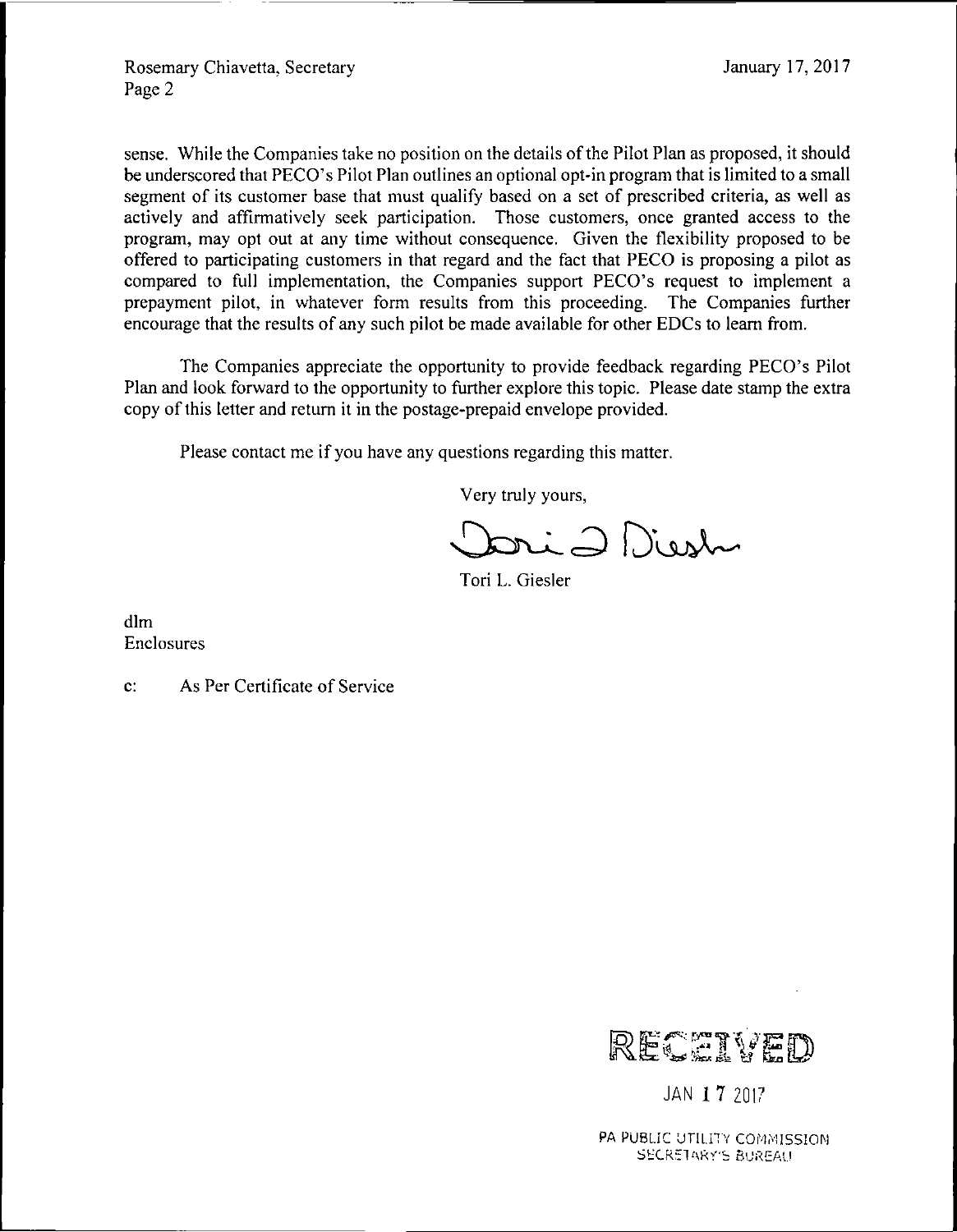sense. While the Companies take no position on the details of the Pilot Plan as proposed, it should be underscored that PECO's Pilot Plan outlines an optional opt-in program that is limited to a small segment of its customer base that must qualify based on a set of prescribed criteria, as well as actively and affirmatively seek participation. Those customers, once granted access to the program, may opt out at any time without consequence. Given the flexibility proposed to be offered to participating customers in that regard and the fact that PECO is proposing a pilot as compared to full implementation, the Companies support PECO's request to implement a prepayment pilot, in whatever form results from this proceeding. The Companies further encourage that the results of any such pilot be made available for other EDCs to learn from.

The Companies appreciate the opportunity to provide feedback regarding PECO's Pilot Plan and look forward to the opportunity to further explore this topic. Please date stamp the extra copy of this letter and return it in the postage-prepaid envelope provided.

Please contact me if you have any questions regarding this matter.

Very truly yours,

Tori L. Giesler

dlm
Enclosures

c: As Per Certificate of Service

RECEIVED

JAN 17 2017

PA PUBLIC UTILITY COMMISSION
SECRETARY'S BUREAU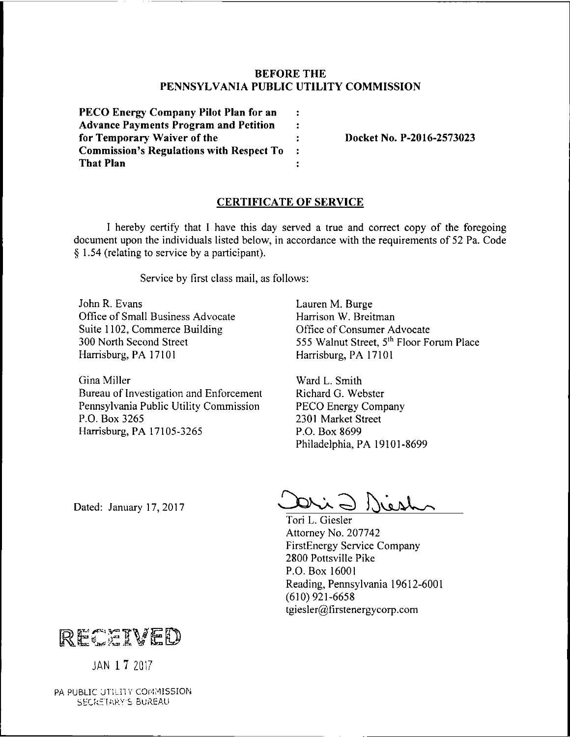**BEFORE THE**
**PENNSYLVANIA PUBLIC UTILITY COMMISSION**

| | | |
|---|---|---|
| **PECO Energy Company Pilot Plan for an Advance Payments Program and Petition for Temporary Waiver of the Commission's Regulations with Respect To That Plan** | : | **Docket No. P-2016-2573023** |

## CERTIFICATE OF SERVICE

I hereby certify that I have this day served a true and correct copy of the foregoing document upon the individuals listed below, in accordance with the requirements of 52 Pa. Code § 1.54 (relating to service by a participant).

Service by first class mail, as follows:

John R. Evans
Office of Small Business Advocate
Suite 1102, Commerce Building
300 North Second Street
Harrisburg, PA 17101

Lauren M. Burge
Harrison W. Breitman
Office of Consumer Advocate
555 Walnut Street, 5th Floor Forum Place
Harrisburg, PA 17101

Gina Miller
Bureau of Investigation and Enforcement
Pennsylvania Public Utility Commission
P.O. Box 3265
Harrisburg, PA 17105-3265

Ward L. Smith
Richard G. Webster
PECO Energy Company
2301 Market Street
P.O. Box 8699
Philadelphia, PA 19101-8699

Dated: January 17, 2017

Tori L. Giesler
Attorney No. 207742
FirstEnergy Service Company
2800 Pottsville Pike
P.O. Box 16001
Reading, Pennsylvania 19612-6001
(610) 921-6658
tgiesler@firstenergycorp.com

RECEIVED

JAN 17 2017

PA PUBLIC UTILITY COMMISSION
SECRETARY'S BUREAU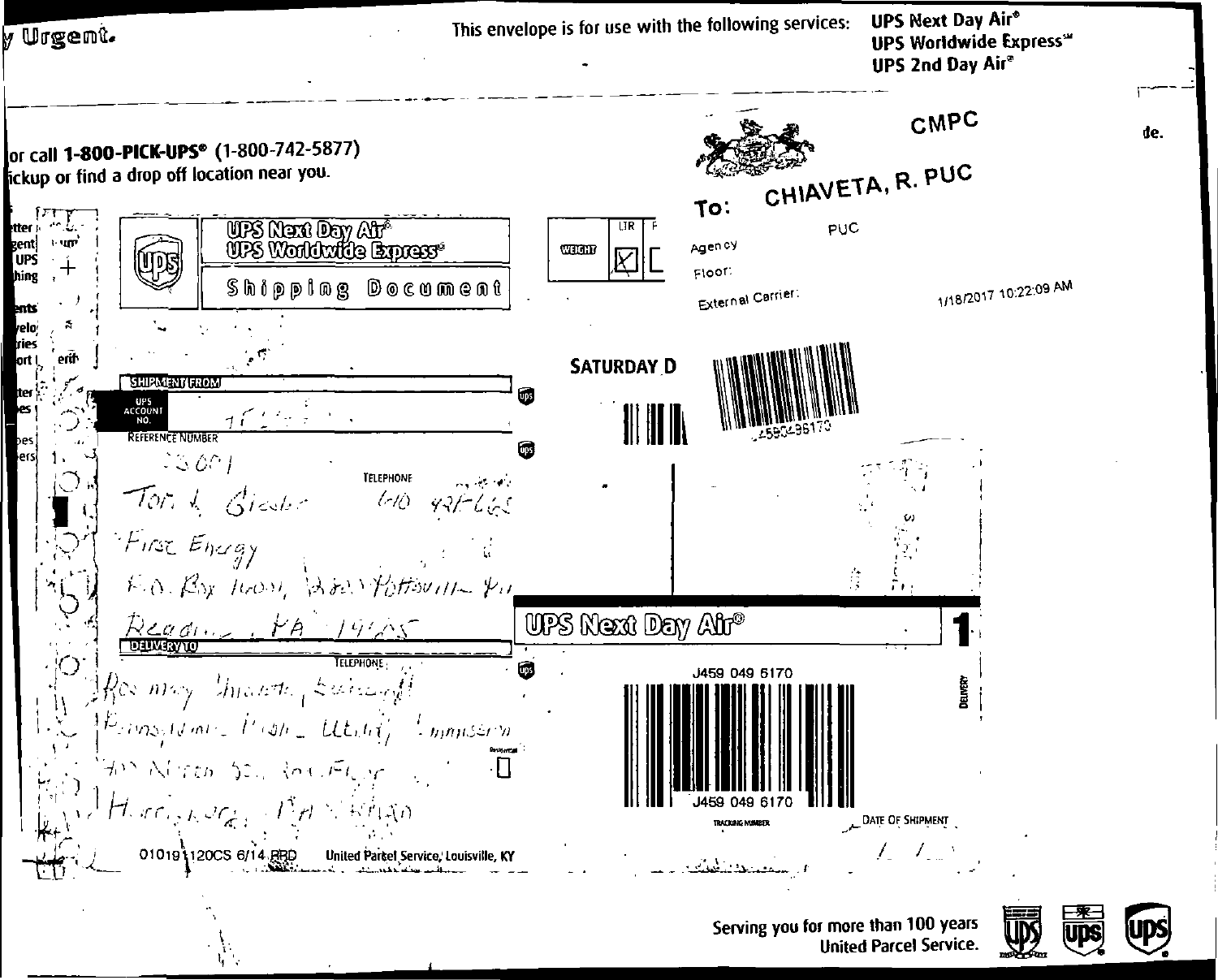y Urgent.

This envelope is for use with the following services: **UPS Next Day Air®**
**UPS Worldwide Express℠**
**UPS 2nd Day Air®**

or call **1-800-PICK-UPS®** (1-800-742-5877)
ickup or find a drop off location near you.

CMPC

To: CHIAVETA, R. PUC

Agency PUC

Floor:

External Carrier: 1/18/2017 10:22:09 AM

**UPS Next Day Air®**
**UPS Worldwide Express®**

**Shipping Document**

WEIGHT LTR ☒

SATURDAY D

J4590496170

SHIPMENT FROM

UPS ACCOUNT NO.

REFERENCE NUMBER

23001

TELEPHONE

Tori L. Giesler 610 921-6658

First Energy

P.O. Box 16001, 2800 Pottsville Pike

Reading, PA 19605

DELIVERY TO

TELEPHONE

Rosemary Chiavetta, Secretary

Pennsylvania Public Utility Commission

400 North St. 2nd Floor

Harrisburg, PA 17120

**UPS Next Day Air®** **1**

J459 049 6170

J459 049 6170

TRACKING NUMBER

DATE OF SHIPMENT

DELIVERY

010191120CS 6/14 RRD United Parcel Service, Louisville, KY

Serving you for more than 100 years
United Parcel Service.